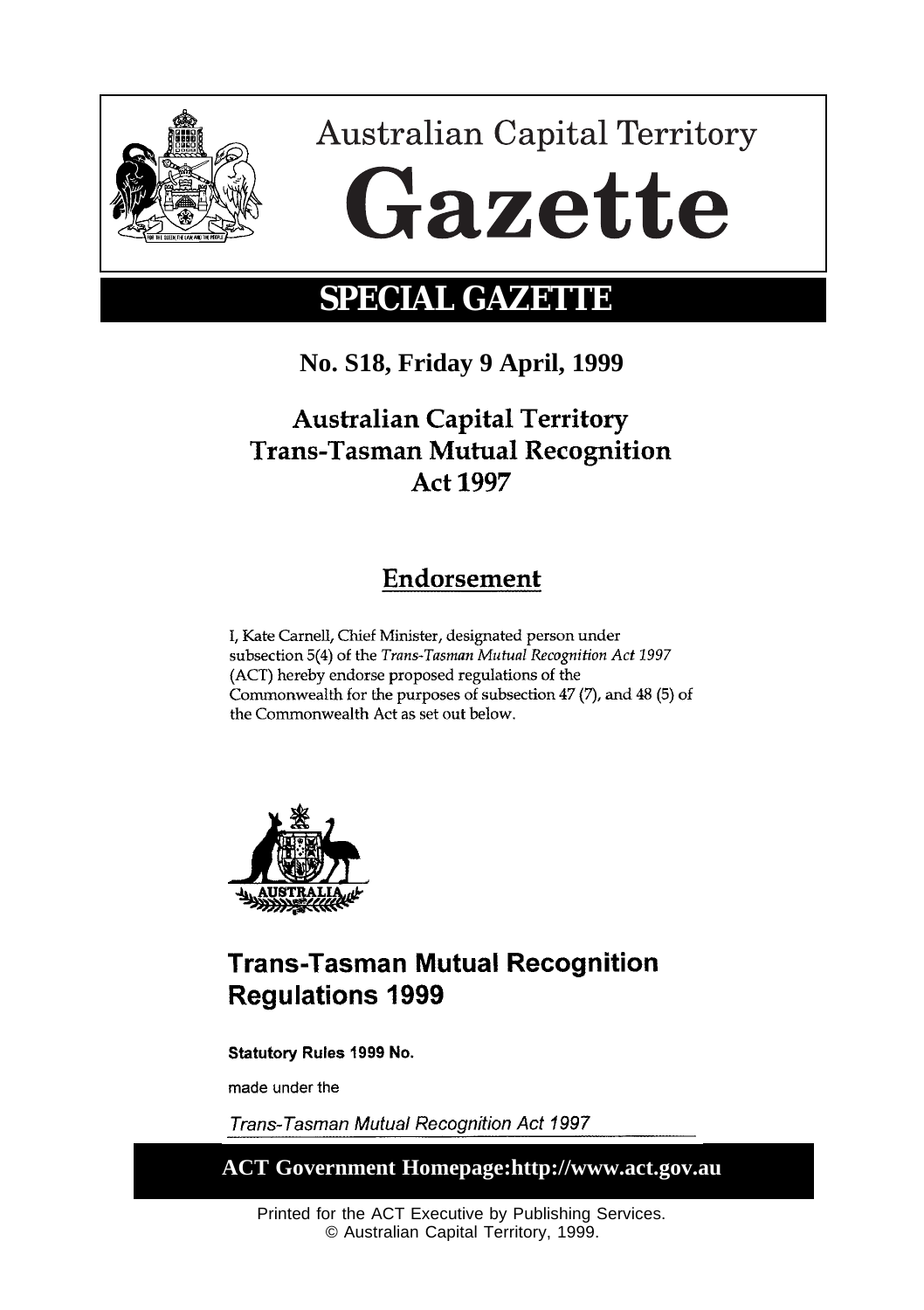# Australian Capital Territory Gazette

## SPECIAL GAZETTE

**No. S18, Friday 9 April, 1999**

## Australian Capital Territory Trans-Tasman Mutual Recognition Act 1997

### Endorsement

I, Kate Carnell, Chief Minister, designated person under subsection 5(4) of the *Trans-Tasman Mutual Recognition Act 1997* (ACT) hereby endorse proposed regulations of the Commonwealth for the purposes of subsection 47 (7), and 48 (5) of the Commonwealth Act as set out below.

## Trans-Tasman Mutual Recognition Regulations 1999

**Statutory Rules 1999 No.**

made under the

*Trans-Tasman Mutual Recognition Act 1997*

**ACT Government Homepage:http://www.act.gov.au**

Printed for the ACT Executive by Publishing Services.
© Australian Capital Territory, 1999.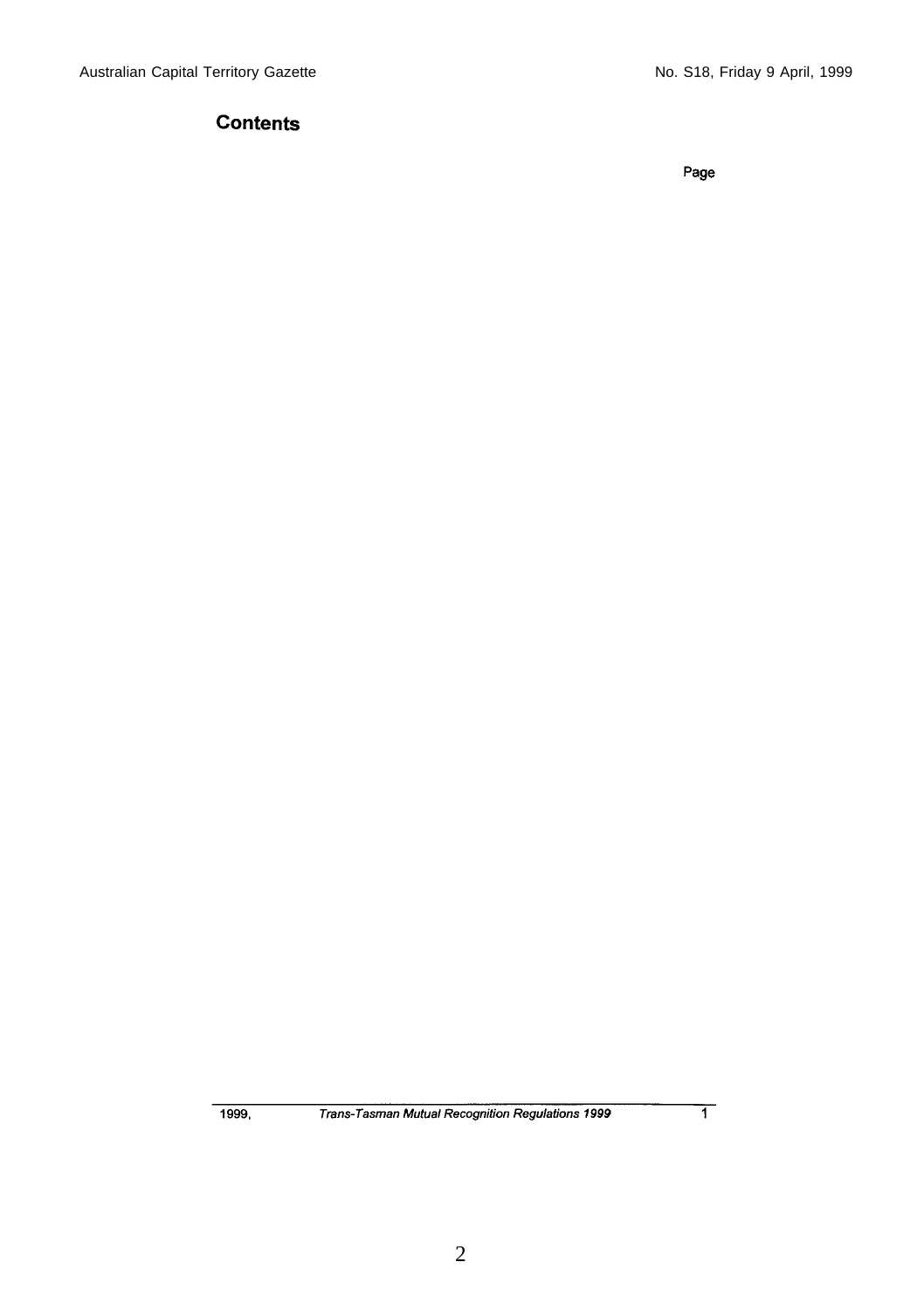## Contents

Page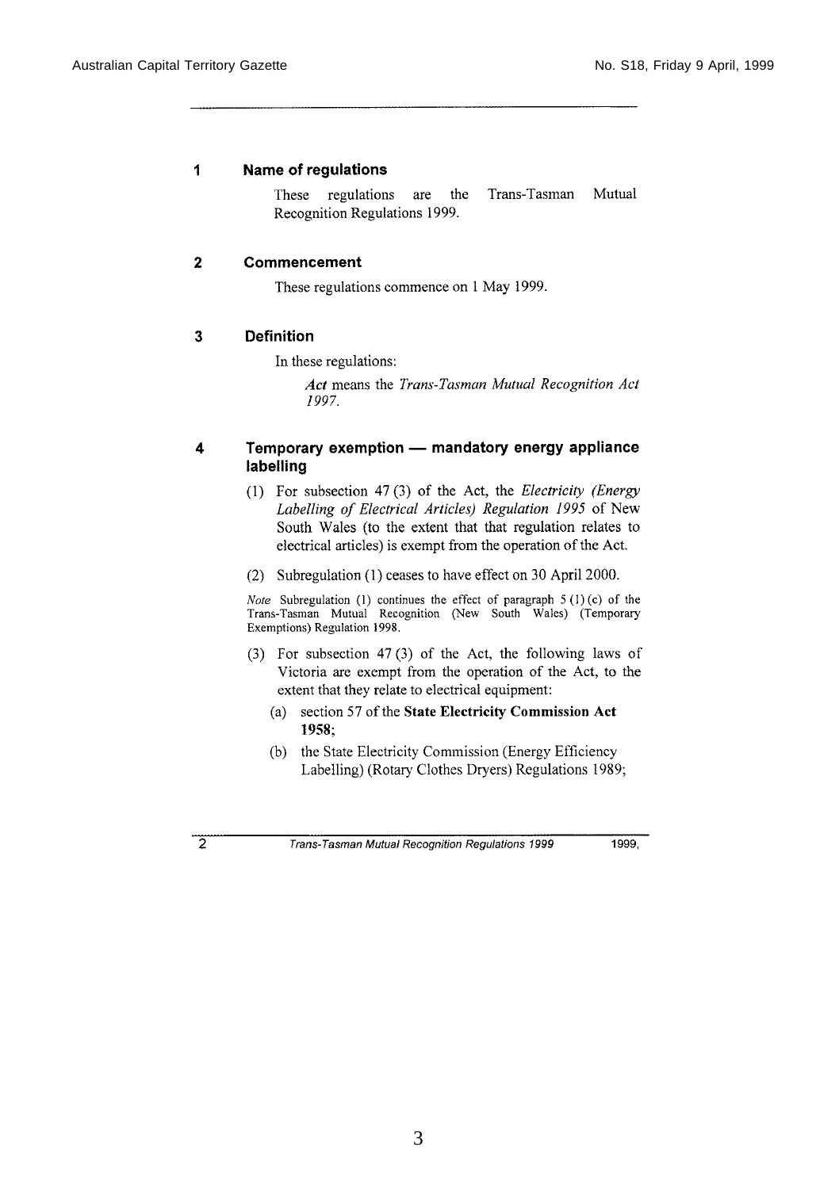## 1 Name of regulations

These regulations are the Trans-Tasman Mutual Recognition Regulations 1999.

## 2 Commencement

These regulations commence on 1 May 1999.

## 3 Definition

In these regulations:

> ***Act*** means the *Trans-Tasman Mutual Recognition Act 1997*.

## 4 Temporary exemption — mandatory energy appliance labelling

(1) For subsection 47 (3) of the Act, the *Electricity (Energy Labelling of Electrical Articles) Regulation 1995* of New South Wales (to the extent that that regulation relates to electrical articles) is exempt from the operation of the Act.

(2) Subregulation (1) ceases to have effect on 30 April 2000.

*Note* Subregulation (1) continues the effect of paragraph 5 (1) (c) of the Trans-Tasman Mutual Recognition (New South Wales) (Temporary Exemptions) Regulation 1998.

(3) For subsection 47 (3) of the Act, the following laws of Victoria are exempt from the operation of the Act, to the extent that they relate to electrical equipment:

(a) section 57 of the **State Electricity Commission Act 1958**;

(b) the State Electricity Commission (Energy Efficiency Labelling) (Rotary Clothes Dryers) Regulations 1989;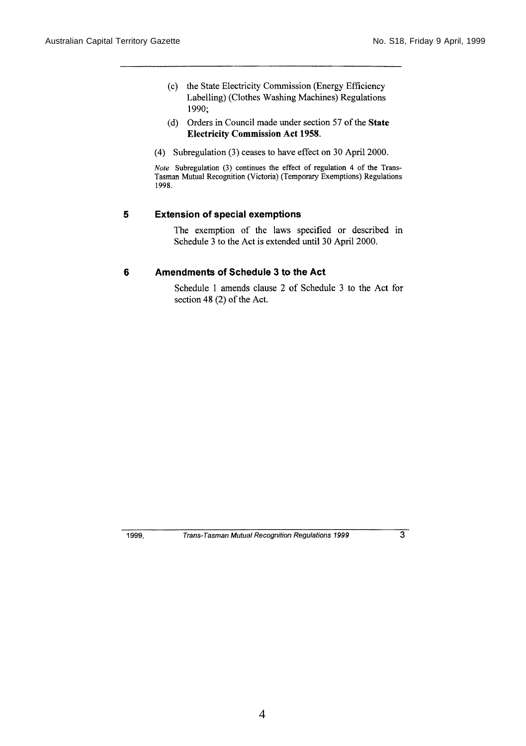(c) the State Electricity Commission (Energy Efficiency Labelling) (Clothes Washing Machines) Regulations 1990;

(d) Orders in Council made under section 57 of the **State Electricity Commission Act 1958**.

(4) Subregulation (3) ceases to have effect on 30 April 2000.

*Note* Subregulation (3) continues the effect of regulation 4 of the Trans-Tasman Mutual Recognition (Victoria) (Temporary Exemptions) Regulations 1998.

### 5 Extension of special exemptions

The exemption of the laws specified or described in Schedule 3 to the Act is extended until 30 April 2000.

### 6 Amendments of Schedule 3 to the Act

Schedule 1 amends clause 2 of Schedule 3 to the Act for section 48 (2) of the Act.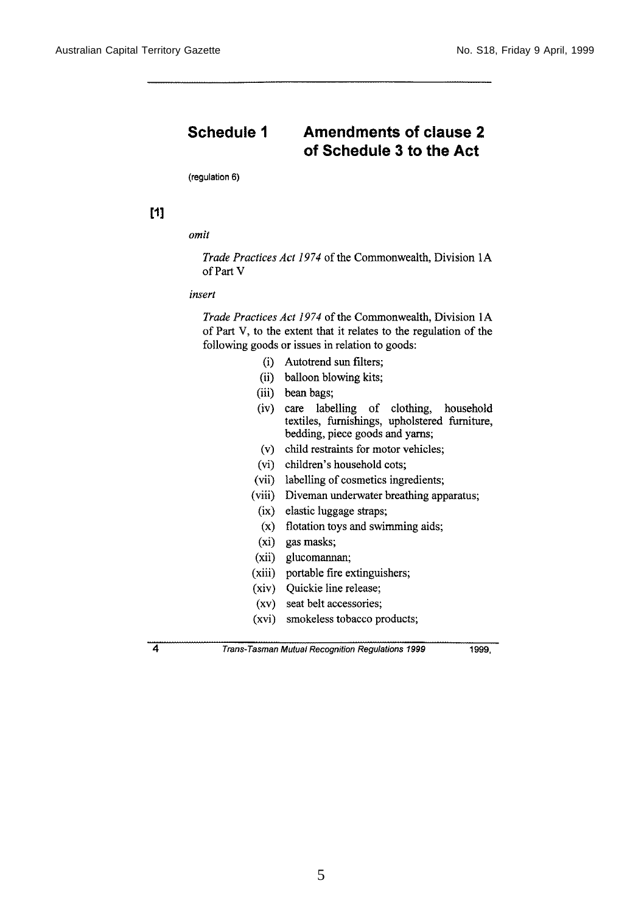## Schedule 1 Amendments of clause 2 of Schedule 3 to the Act

(regulation 6)

**[1]**

*omit*

*Trade Practices Act 1974* of the Commonwealth, Division 1A of Part V

*insert*

*Trade Practices Act 1974* of the Commonwealth, Division 1A of Part V, to the extent that it relates to the regulation of the following goods or issues in relation to goods:

- (i) Autotrend sun filters;
- (ii) balloon blowing kits;
- (iii) bean bags;
- (iv) care labelling of clothing, household textiles, furnishings, upholstered furniture, bedding, piece goods and yarns;
- (v) child restraints for motor vehicles;
- (vi) children's household cots;
- (vii) labelling of cosmetics ingredients;
- (viii) Diveman underwater breathing apparatus;
- (ix) elastic luggage straps;
- (x) flotation toys and swimming aids;
- (xi) gas masks;
- (xii) glucomannan;
- (xiii) portable fire extinguishers;
- (xiv) Quickie line release;
- (xv) seat belt accessories;
- (xvi) smokeless tobacco products;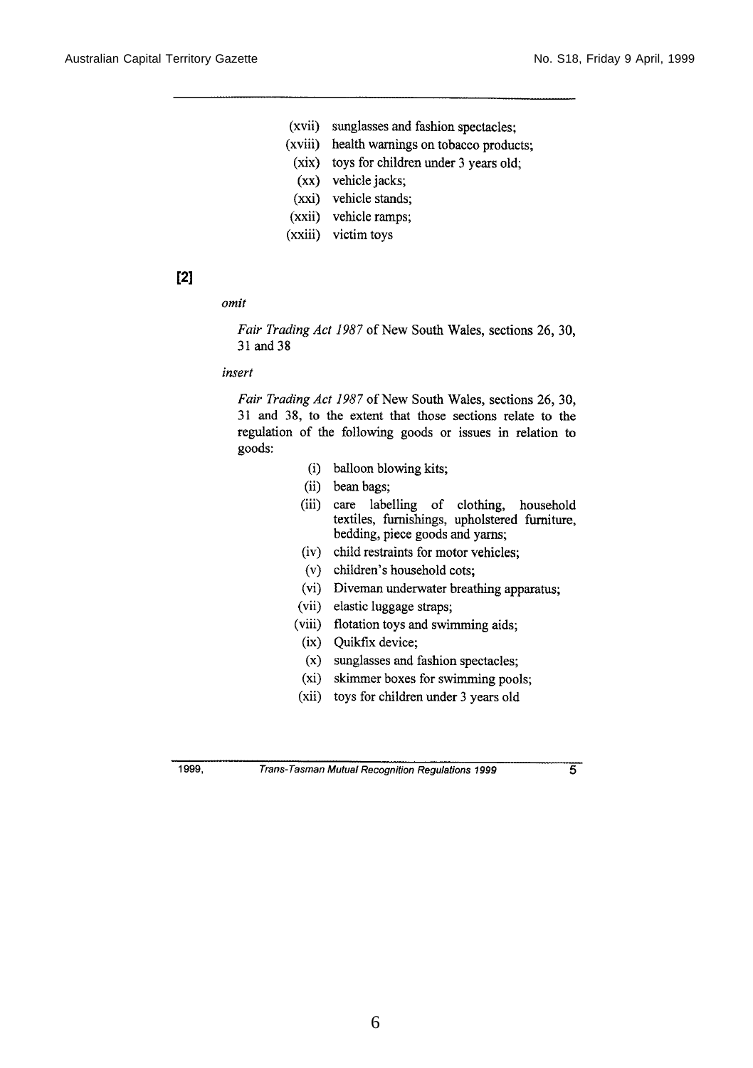(xvii) sunglasses and fashion spectacles;

(xviii) health warnings on tobacco products;

(xix) toys for children under 3 years old;

(xx) vehicle jacks;

(xxi) vehicle stands;

(xxii) vehicle ramps;

(xxiii) victim toys

**[2]**

*omit*

*Fair Trading Act 1987* of New South Wales, sections 26, 30, 31 and 38

*insert*

*Fair Trading Act 1987* of New South Wales, sections 26, 30, 31 and 38, to the extent that those sections relate to the regulation of the following goods or issues in relation to goods:

(i) balloon blowing kits;

(ii) bean bags;

(iii) care labelling of clothing, household textiles, furnishings, upholstered furniture, bedding, piece goods and yarns;

(iv) child restraints for motor vehicles;

(v) children's household cots;

(vi) Diveman underwater breathing apparatus;

(vii) elastic luggage straps;

(viii) flotation toys and swimming aids;

(ix) Quikfix device;

(x) sunglasses and fashion spectacles;

(xi) skimmer boxes for swimming pools;

(xii) toys for children under 3 years old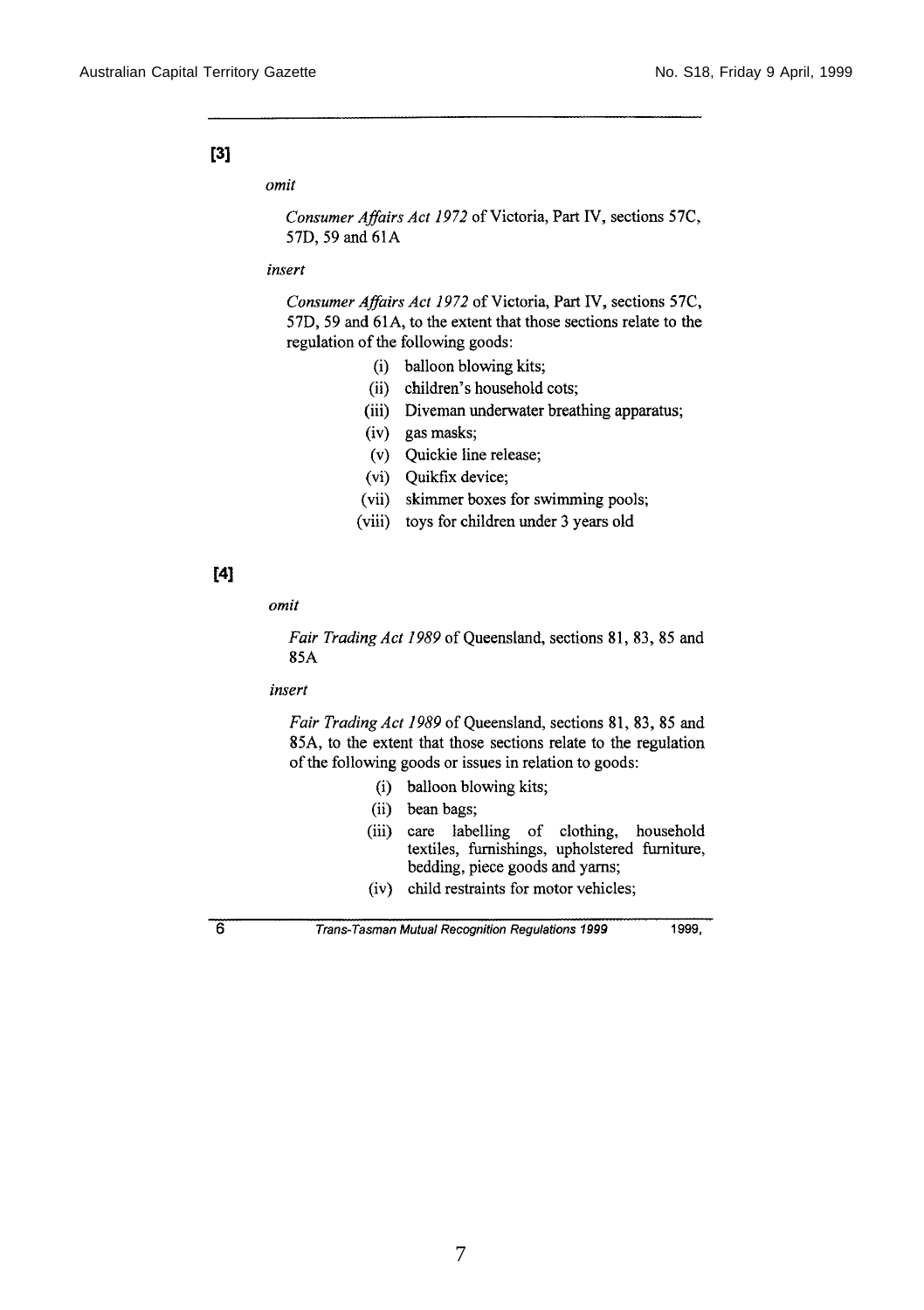**[3]**

*omit*

*Consumer Affairs Act 1972* of Victoria, Part IV, sections 57C, 57D, 59 and 61A

*insert*

*Consumer Affairs Act 1972* of Victoria, Part IV, sections 57C, 57D, 59 and 61A, to the extent that those sections relate to the regulation of the following goods:

(i) balloon blowing kits;

(ii) children's household cots;

(iii) Diveman underwater breathing apparatus;

(iv) gas masks;

(v) Quickie line release;

(vi) Quikfix device;

(vii) skimmer boxes for swimming pools;

(viii) toys for children under 3 years old

**[4]**

*omit*

*Fair Trading Act 1989* of Queensland, sections 81, 83, 85 and 85A

*insert*

*Fair Trading Act 1989* of Queensland, sections 81, 83, 85 and 85A, to the extent that those sections relate to the regulation of the following goods or issues in relation to goods:

(i) balloon blowing kits;

(ii) bean bags;

(iii) care labelling of clothing, household textiles, furnishings, upholstered furniture, bedding, piece goods and yarns;

(iv) child restraints for motor vehicles;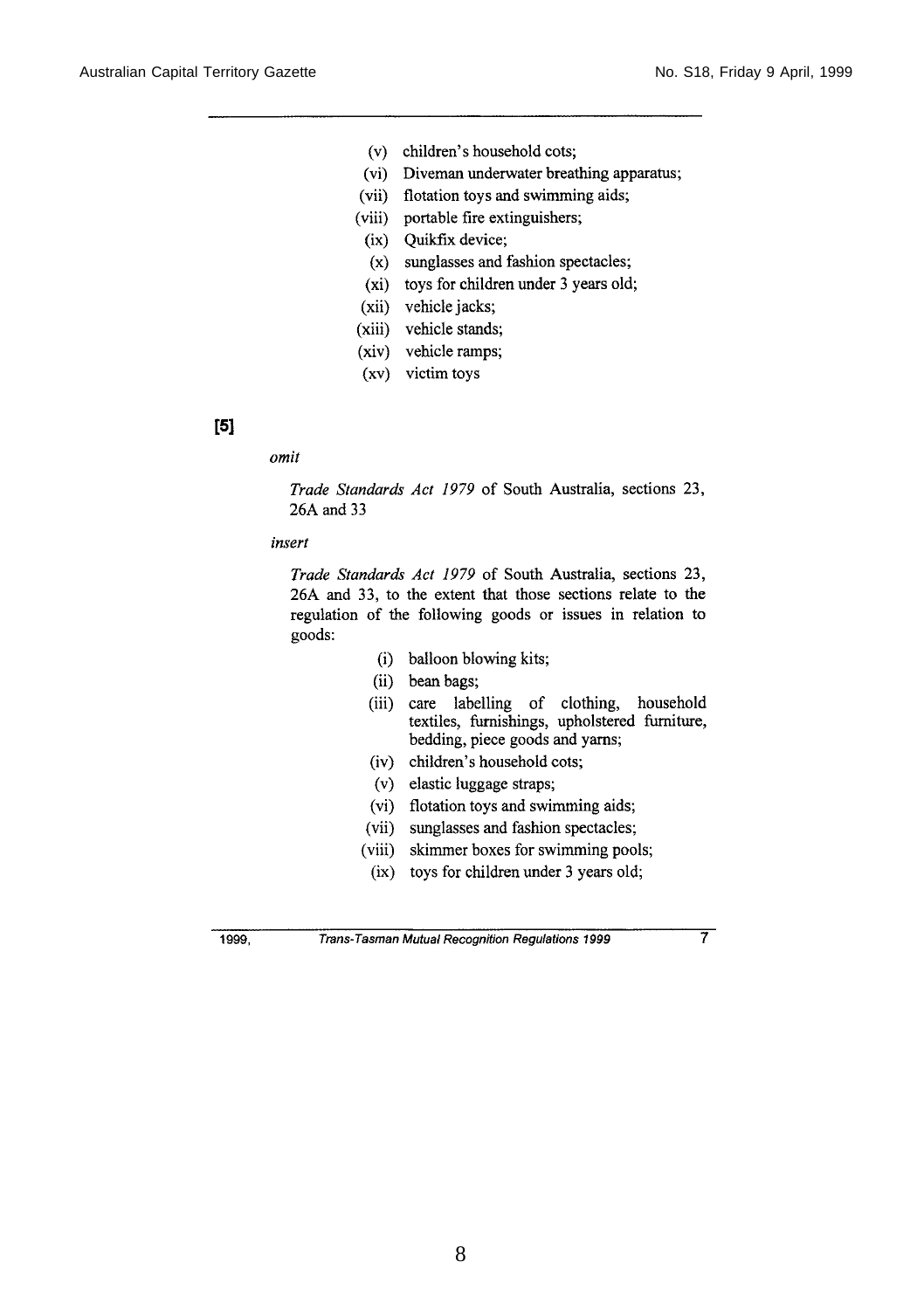(v) children's household cots;

(vi) Diveman underwater breathing apparatus;

(vii) flotation toys and swimming aids;

(viii) portable fire extinguishers;

(ix) Quikfix device;

(x) sunglasses and fashion spectacles;

(xi) toys for children under 3 years old;

(xii) vehicle jacks;

(xiii) vehicle stands;

(xiv) vehicle ramps;

(xv) victim toys

**[5]**

*omit*

*Trade Standards Act 1979* of South Australia, sections 23, 26A and 33

*insert*

*Trade Standards Act 1979* of South Australia, sections 23, 26A and 33, to the extent that those sections relate to the regulation of the following goods or issues in relation to goods:

(i) balloon blowing kits;

(ii) bean bags;

(iii) care labelling of clothing, household textiles, furnishings, upholstered furniture, bedding, piece goods and yarns;

(iv) children's household cots;

(v) elastic luggage straps;

(vi) flotation toys and swimming aids;

(vii) sunglasses and fashion spectacles;

(viii) skimmer boxes for swimming pools;

(ix) toys for children under 3 years old;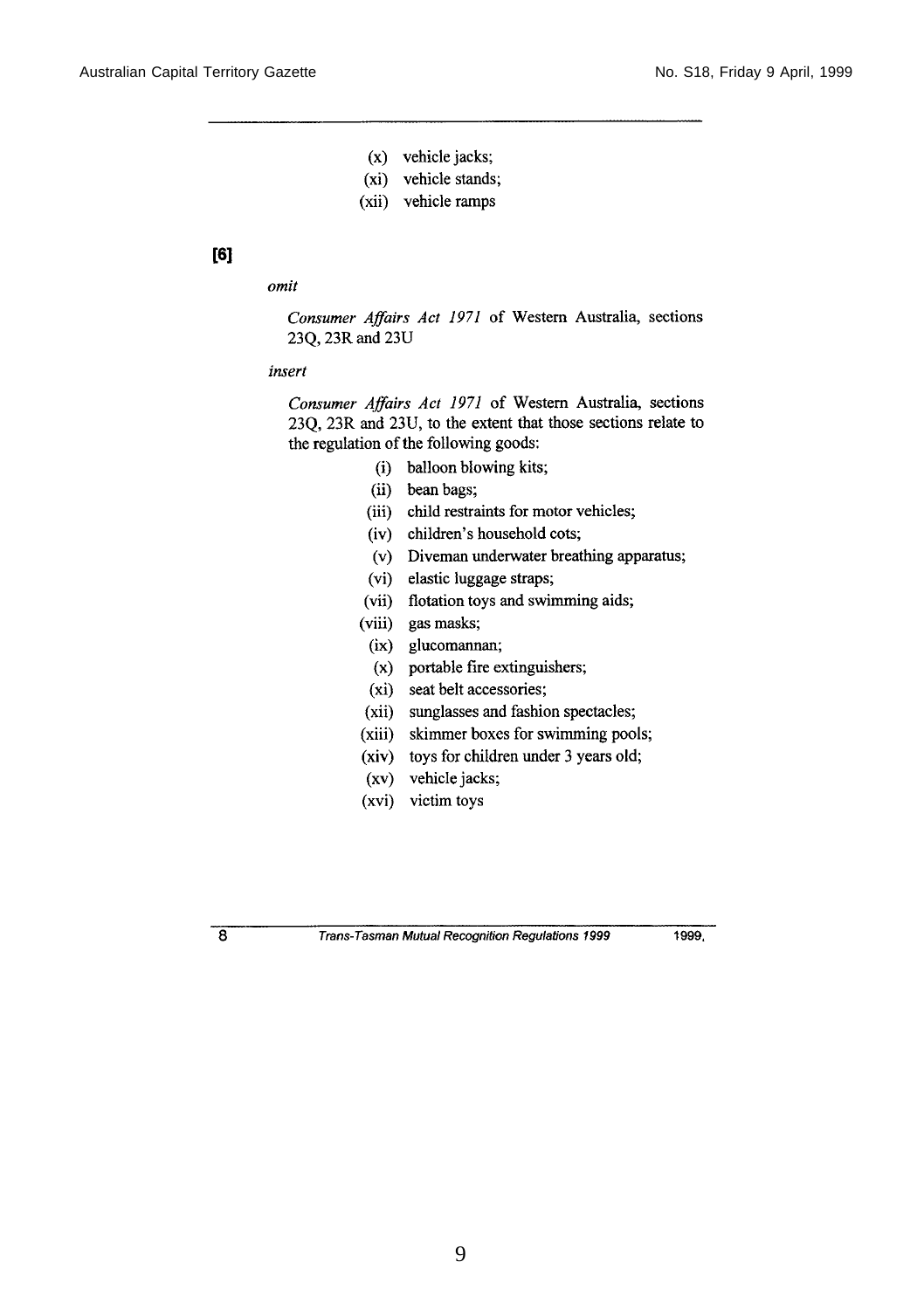(x) vehicle jacks;

(xi) vehicle stands;

(xii) vehicle ramps

**[6]**

*omit*

*Consumer Affairs Act 1971* of Western Australia, sections 23Q, 23R and 23U

*insert*

*Consumer Affairs Act 1971* of Western Australia, sections 23Q, 23R and 23U, to the extent that those sections relate to the regulation of the following goods:

(i) balloon blowing kits;

(ii) bean bags;

(iii) child restraints for motor vehicles;

(iv) children's household cots;

(v) Diveman underwater breathing apparatus;

(vi) elastic luggage straps;

(vii) flotation toys and swimming aids;

(viii) gas masks;

(ix) glucomannan;

(x) portable fire extinguishers;

(xi) seat belt accessories;

(xii) sunglasses and fashion spectacles;

(xiii) skimmer boxes for swimming pools;

(xiv) toys for children under 3 years old;

(xv) vehicle jacks;

(xvi) victim toys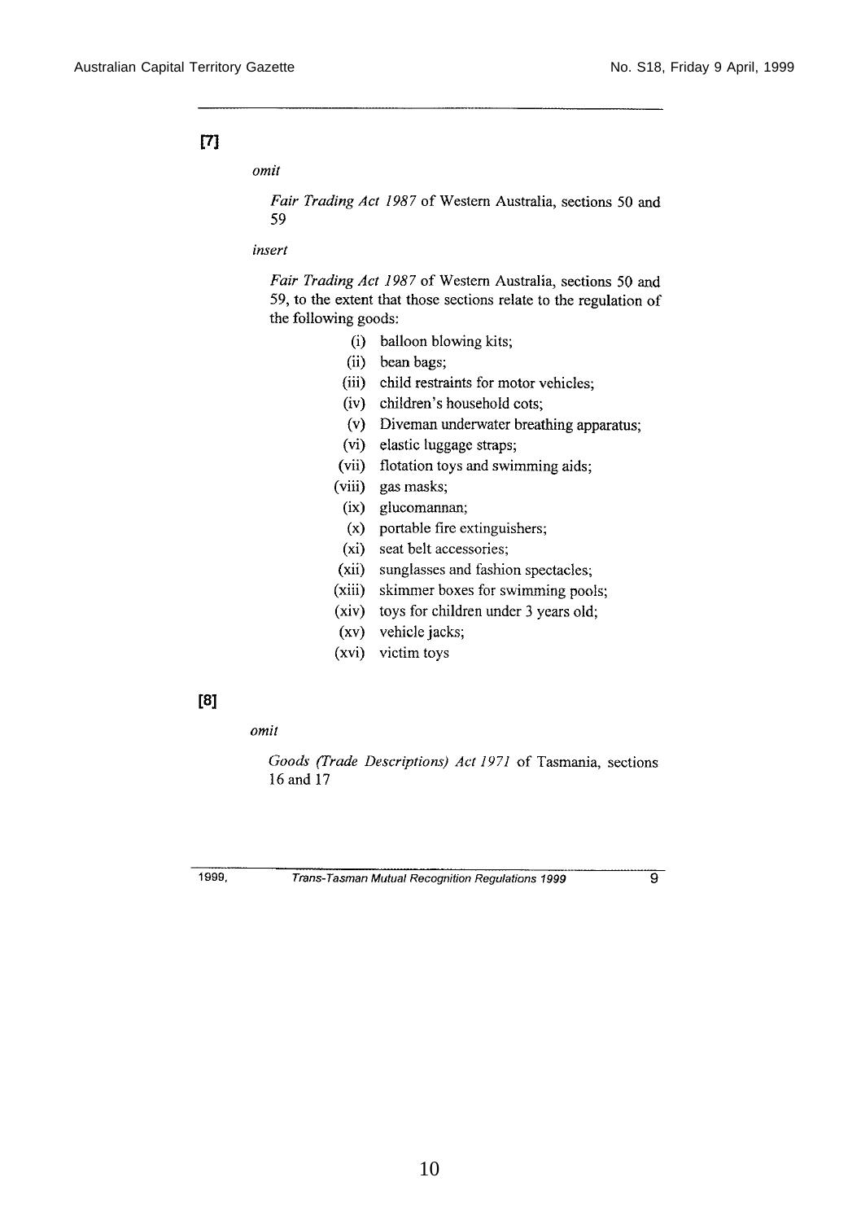**[7]**

*omit*

*Fair Trading Act 1987* of Western Australia, sections 50 and 59

*insert*

*Fair Trading Act 1987* of Western Australia, sections 50 and 59, to the extent that those sections relate to the regulation of the following goods:

(i) balloon blowing kits;
(ii) bean bags;
(iii) child restraints for motor vehicles;
(iv) children's household cots;
(v) Diveman underwater breathing apparatus;
(vi) elastic luggage straps;
(vii) flotation toys and swimming aids;
(viii) gas masks;
(ix) glucomannan;
(x) portable fire extinguishers;
(xi) seat belt accessories;
(xii) sunglasses and fashion spectacles;
(xiii) skimmer boxes for swimming pools;
(xiv) toys for children under 3 years old;
(xv) vehicle jacks;
(xvi) victim toys

**[8]**

*omit*

*Goods (Trade Descriptions) Act 1971* of Tasmania, sections 16 and 17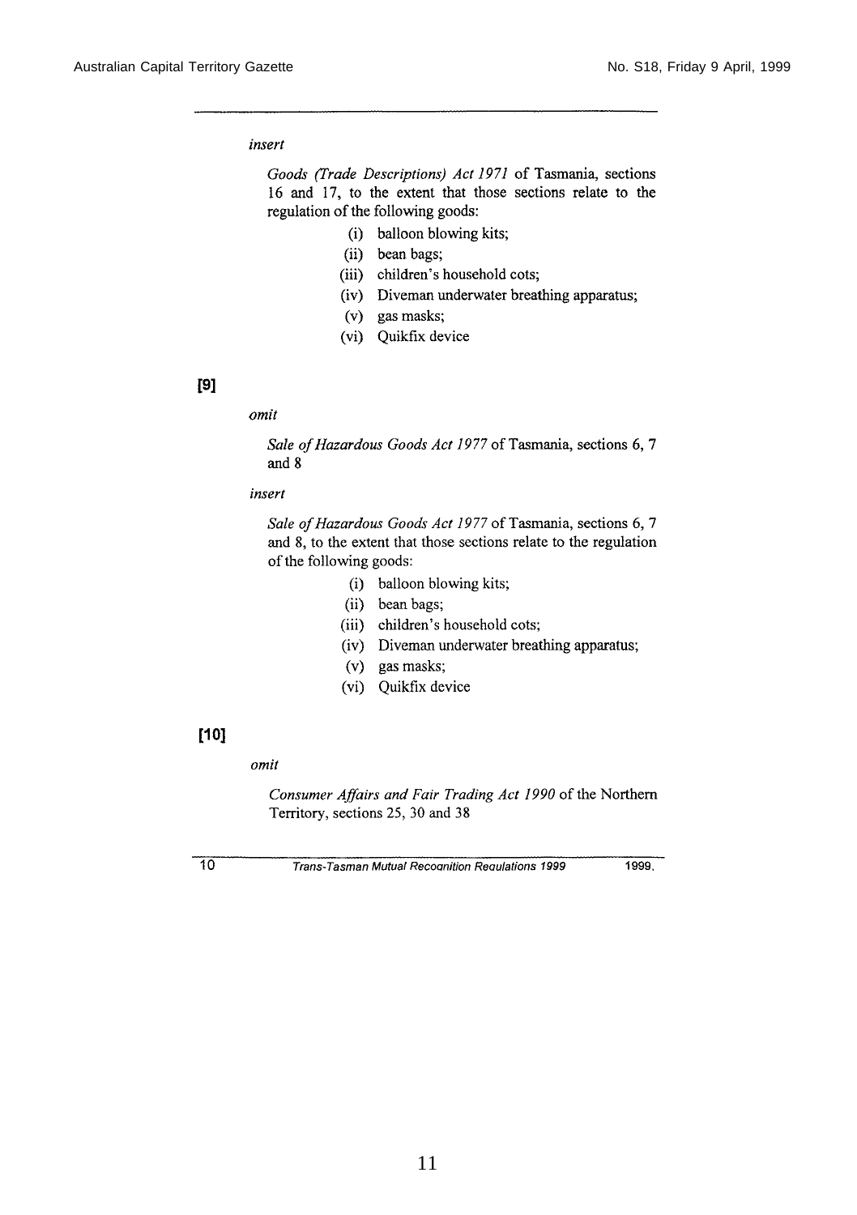*insert*

*Goods (Trade Descriptions) Act 1971* of Tasmania, sections 16 and 17, to the extent that those sections relate to the regulation of the following goods:

(i) balloon blowing kits;

(ii) bean bags;

(iii) children's household cots;

(iv) Diveman underwater breathing apparatus;

(v) gas masks;

(vi) Quikfix device

**[9]**

*omit*

*Sale of Hazardous Goods Act 1977* of Tasmania, sections 6, 7 and 8

*insert*

*Sale of Hazardous Goods Act 1977* of Tasmania, sections 6, 7 and 8, to the extent that those sections relate to the regulation of the following goods:

(i) balloon blowing kits;

(ii) bean bags;

(iii) children's household cots;

(iv) Diveman underwater breathing apparatus;

(v) gas masks;

(vi) Quikfix device

**[10]**

*omit*

*Consumer Affairs and Fair Trading Act 1990* of the Northern Territory, sections 25, 30 and 38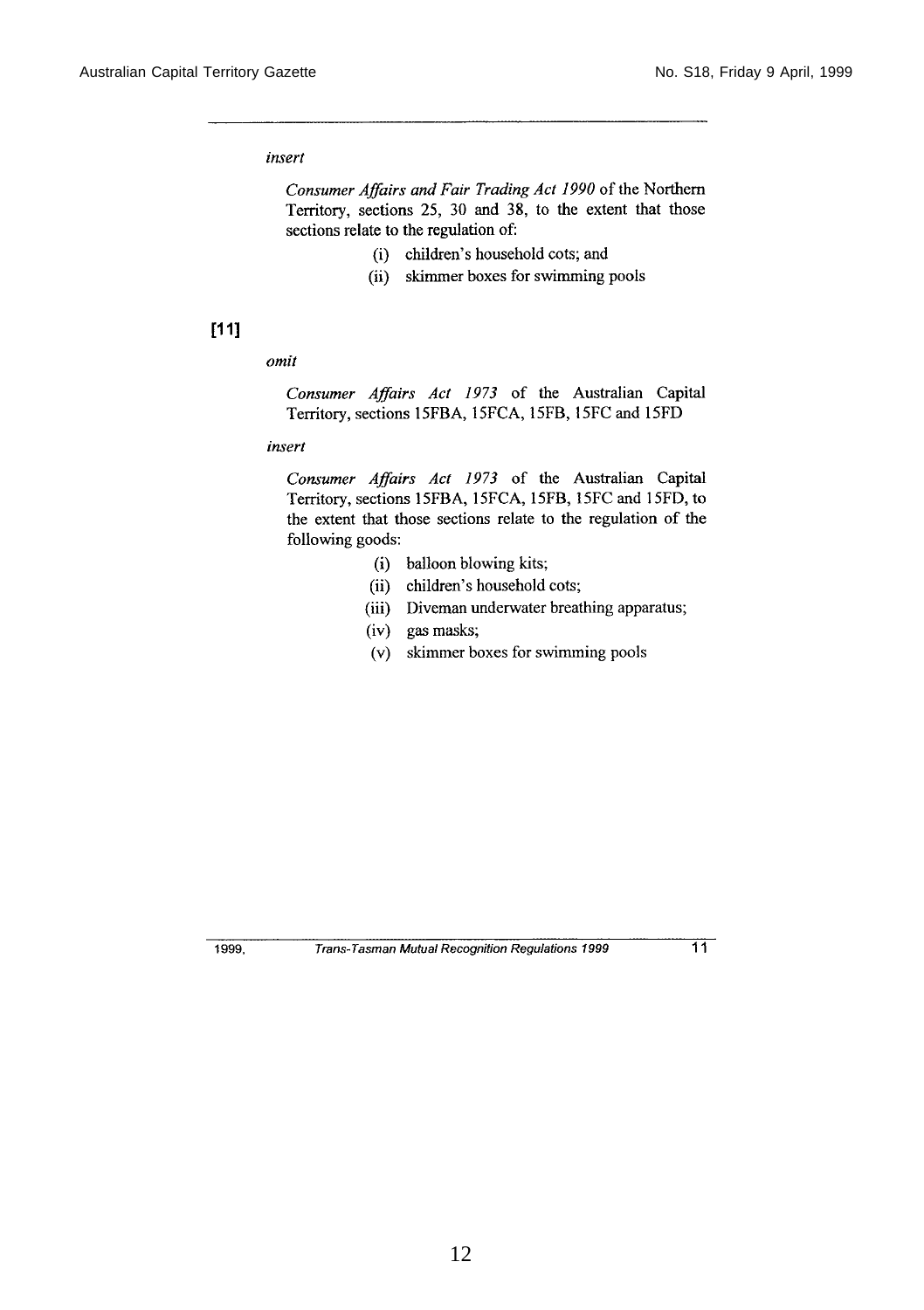*insert*

*Consumer Affairs and Fair Trading Act 1990* of the Northern Territory, sections 25, 30 and 38, to the extent that those sections relate to the regulation of:

(i) children's household cots; and
(ii) skimmer boxes for swimming pools

**[11]**

*omit*

*Consumer Affairs Act 1973* of the Australian Capital Territory, sections 15FBA, 15FCA, 15FB, 15FC and 15FD

*insert*

*Consumer Affairs Act 1973* of the Australian Capital Territory, sections 15FBA, 15FCA, 15FB, 15FC and 15FD, to the extent that those sections relate to the regulation of the following goods:

(i) balloon blowing kits;
(ii) children's household cots;
(iii) Diveman underwater breathing apparatus;
(iv) gas masks;
(v) skimmer boxes for swimming pools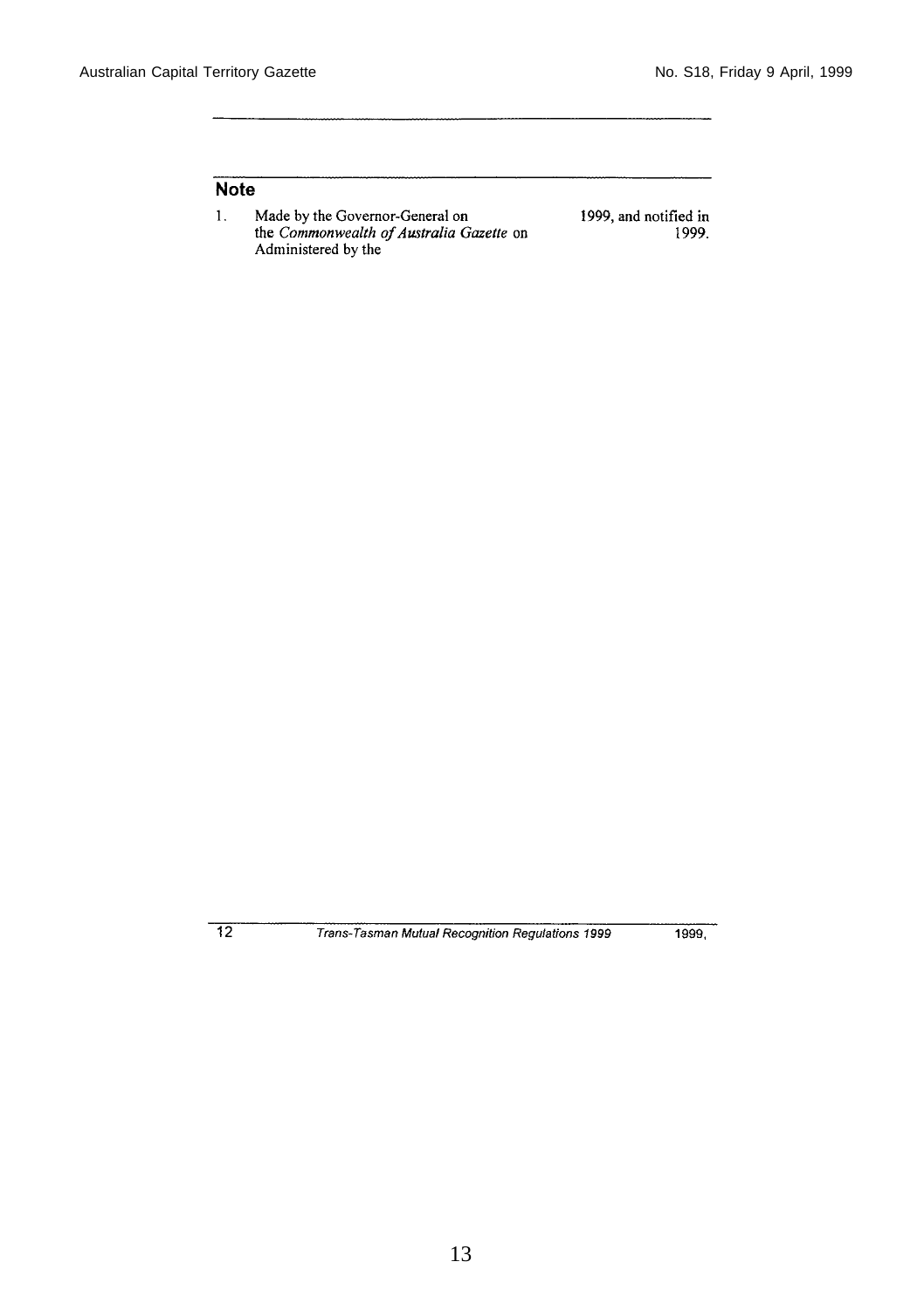## Note

1. Made by the Governor-General on 1999, and notified in the *Commonwealth of Australia Gazette* on 1999. Administered by the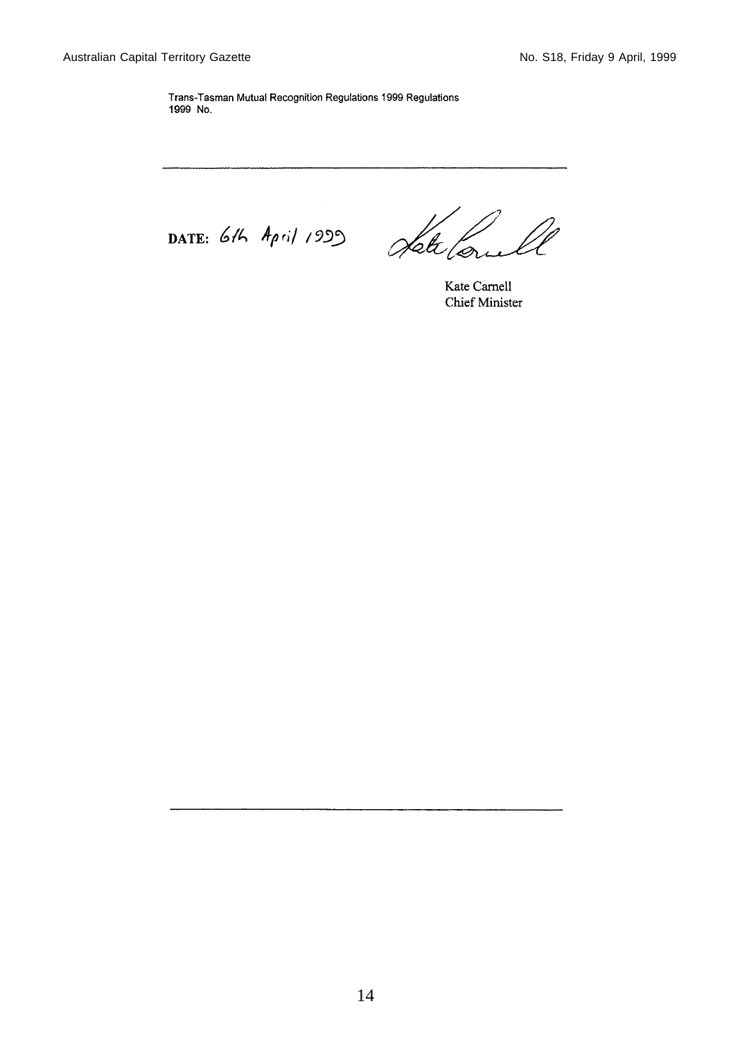Trans-Tasman Mutual Recognition Regulations 1999 Regulations
1999 No.

---

DATE: 6th April 1999

Kate Carnell
Chief Minister

---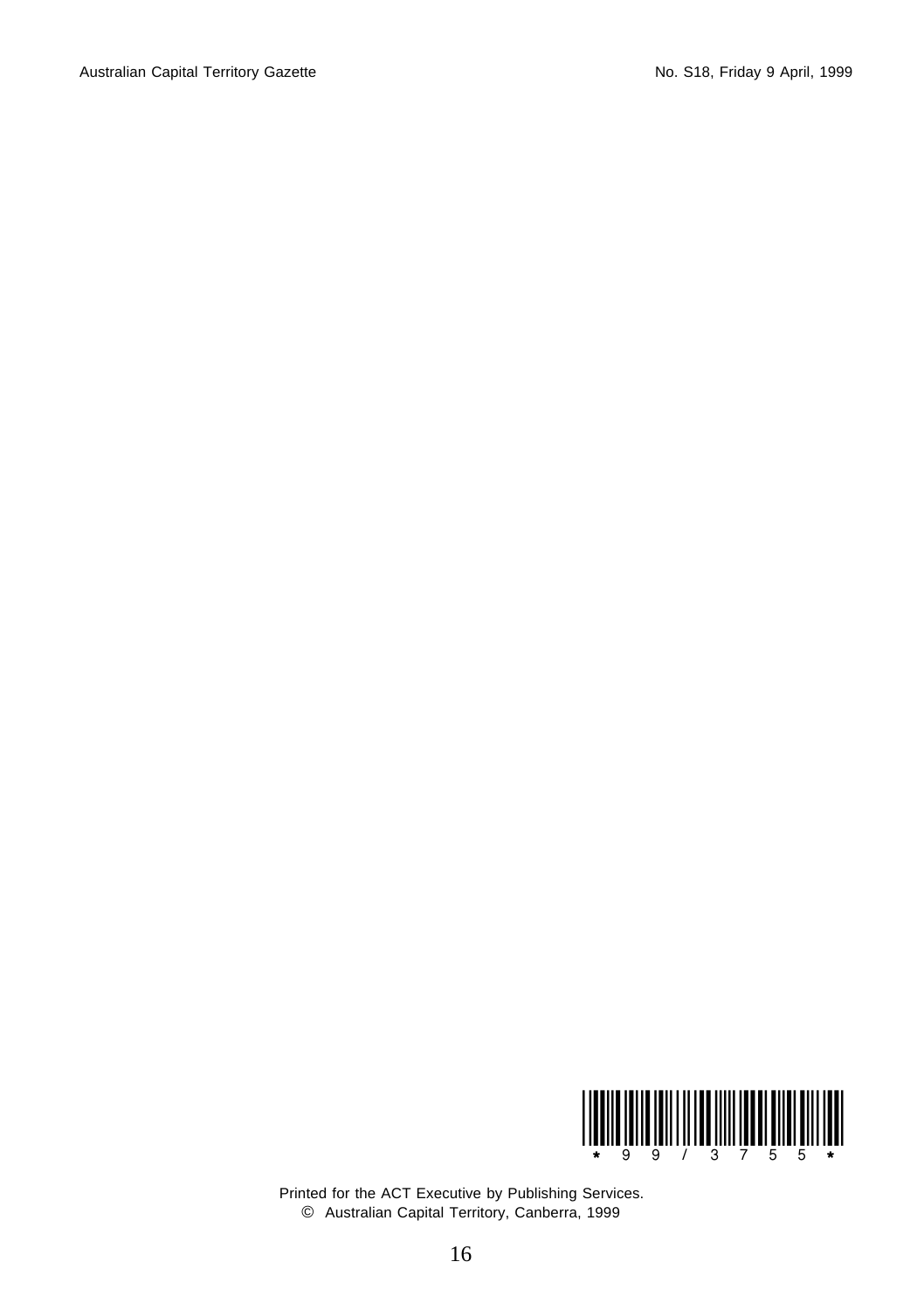\* 9 9 / 3 7 5 5 \*

Printed for the ACT Executive by Publishing Services.
© Australian Capital Territory, Canberra, 1999